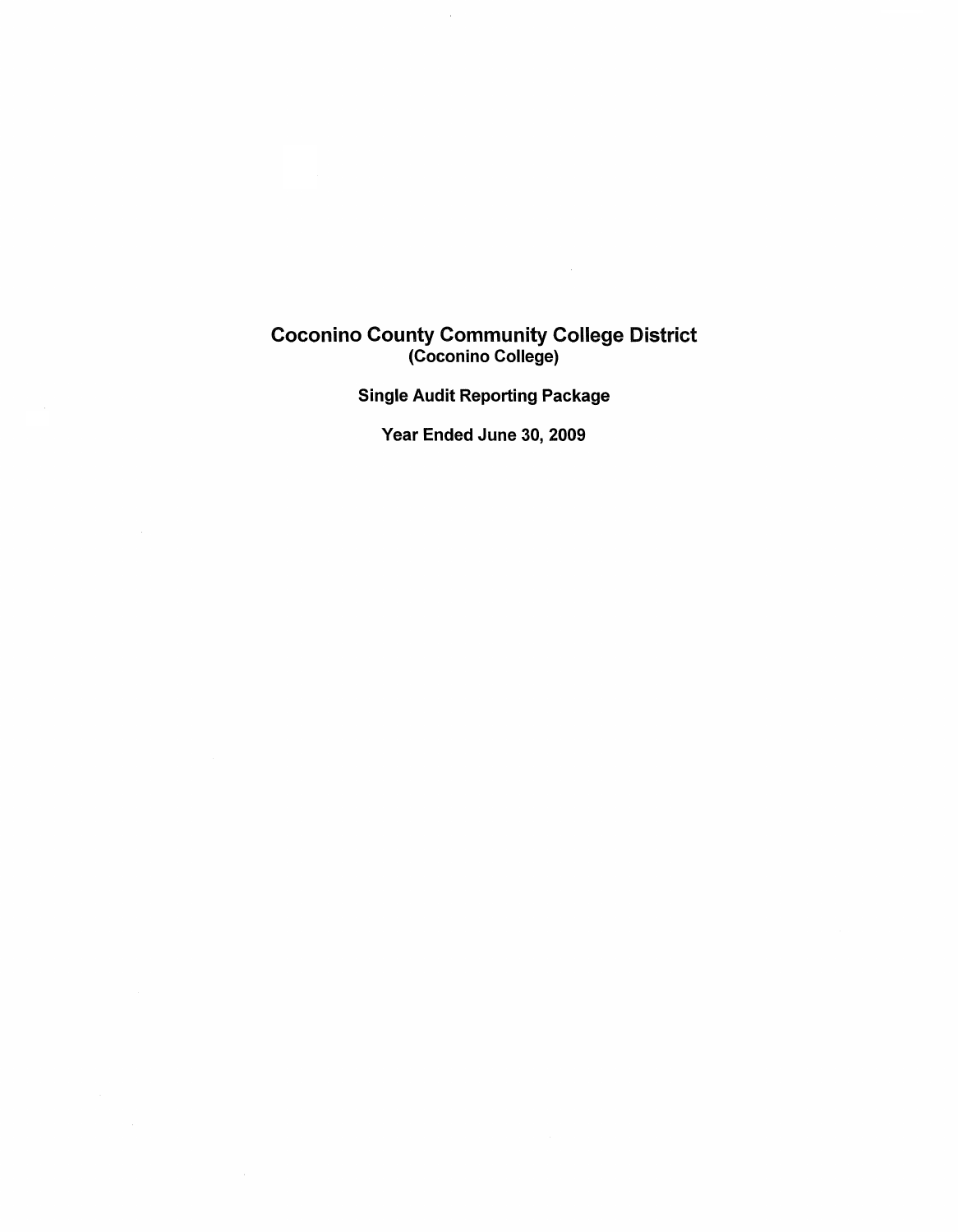# Coconino County Community College District
## (Coconino College)

### Single Audit Reporting Package

### Year Ended June 30, 2009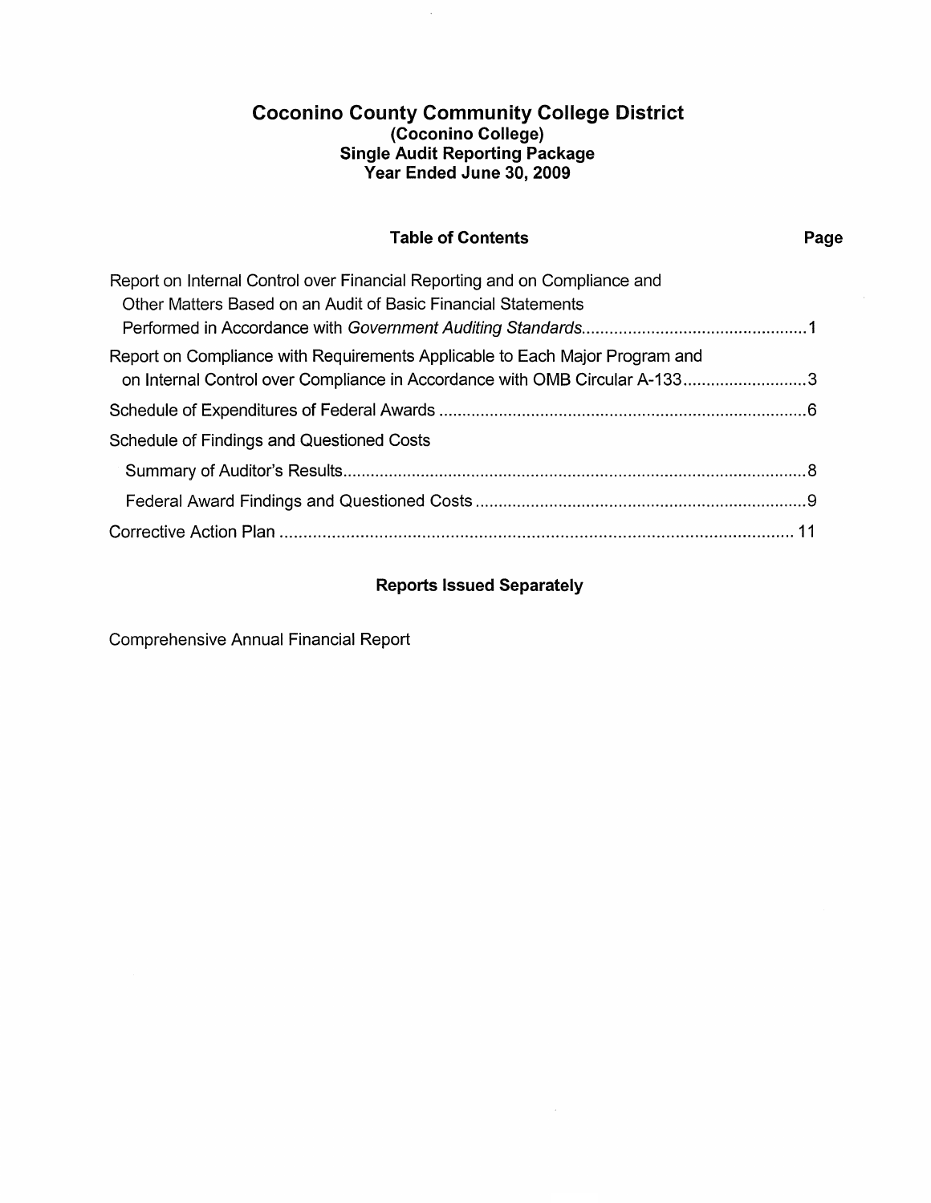# Coconino County Community College District
## (Coconino College)
## Single Audit Reporting Package
## Year Ended June 30, 2009

| Table of Contents | Page |
|---|---|
| Report on Internal Control over Financial Reporting and on Compliance and Other Matters Based on an Audit of Basic Financial Statements Performed in Accordance with *Government Auditing Standards* | 1 |
| Report on Compliance with Requirements Applicable to Each Major Program and on Internal Control over Compliance in Accordance with OMB Circular A-133 | 3 |
| Schedule of Expenditures of Federal Awards | 6 |
| Schedule of Findings and Questioned Costs | |
| Summary of Auditor's Results | 8 |
| Federal Award Findings and Questioned Costs | 9 |
| Corrective Action Plan | 11 |

### Reports Issued Separately

Comprehensive Annual Financial Report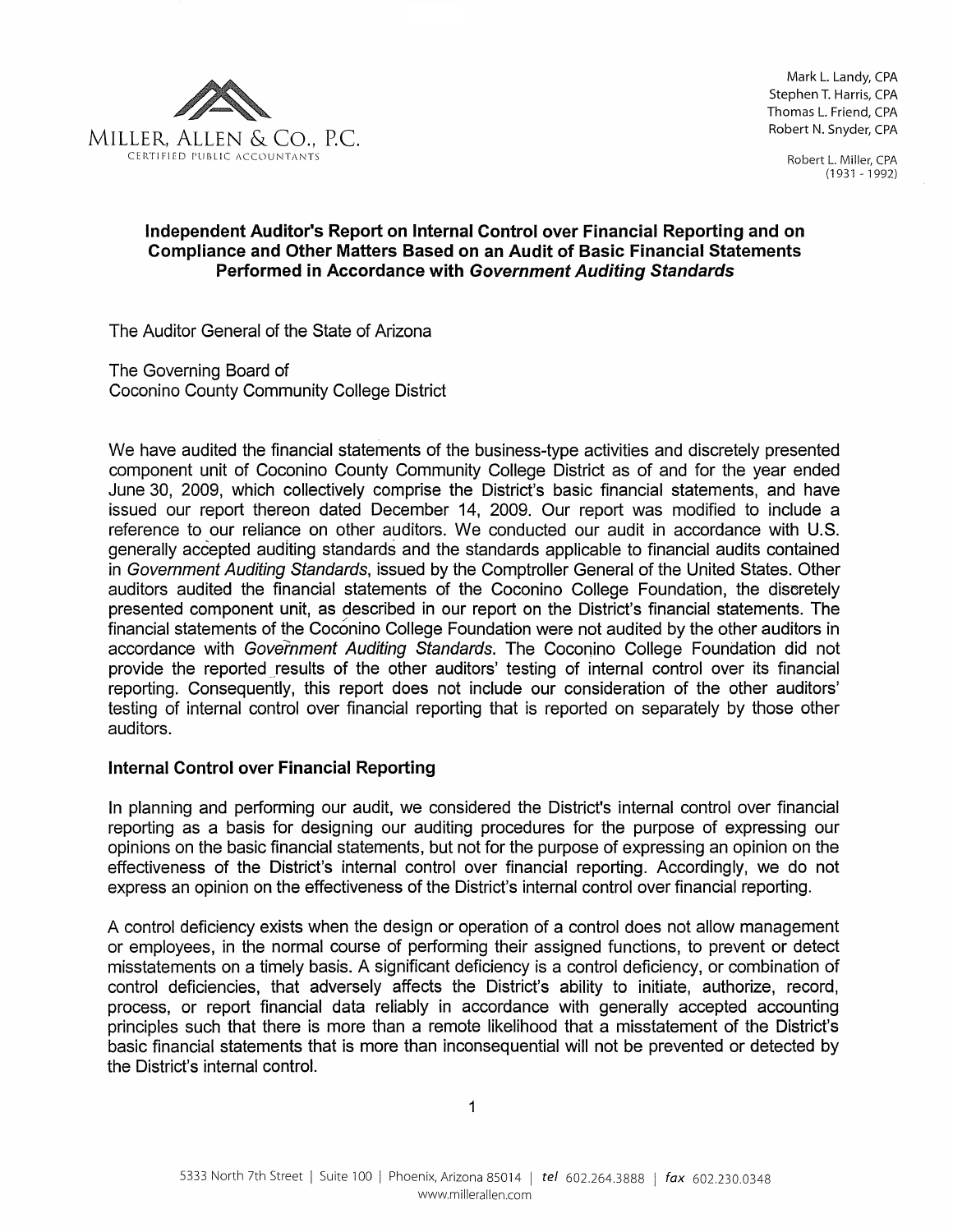Miller, Allen & Co., P.C.
Certified Public Accountants

Mark L. Landy, CPA
Stephen T. Harris, CPA
Thomas L. Friend, CPA
Robert N. Snyder, CPA

Robert L. Miller, CPA
(1931 - 1992)

## Independent Auditor's Report on Internal Control over Financial Reporting and on Compliance and Other Matters Based on an Audit of Basic Financial Statements Performed in Accordance with *Government Auditing Standards*

The Auditor General of the State of Arizona

The Governing Board of
Coconino County Community College District

We have audited the financial statements of the business-type activities and discretely presented component unit of Coconino County Community College District as of and for the year ended June 30, 2009, which collectively comprise the District's basic financial statements, and have issued our report thereon dated December 14, 2009. Our report was modified to include a reference to our reliance on other auditors. We conducted our audit in accordance with U.S. generally accepted auditing standards and the standards applicable to financial audits contained in *Government Auditing Standards*, issued by the Comptroller General of the United States. Other auditors audited the financial statements of the Coconino College Foundation, the discretely presented component unit, as described in our report on the District's financial statements. The financial statements of the Coconino College Foundation were not audited by the other auditors in accordance with *Government Auditing Standards*. The Coconino College Foundation did not provide the reported results of the other auditors' testing of internal control over its financial reporting. Consequently, this report does not include our consideration of the other auditors' testing of internal control over financial reporting that is reported on separately by those other auditors.

### Internal Control over Financial Reporting

In planning and performing our audit, we considered the District's internal control over financial reporting as a basis for designing our auditing procedures for the purpose of expressing our opinions on the basic financial statements, but not for the purpose of expressing an opinion on the effectiveness of the District's internal control over financial reporting. Accordingly, we do not express an opinion on the effectiveness of the District's internal control over financial reporting.

A control deficiency exists when the design or operation of a control does not allow management or employees, in the normal course of performing their assigned functions, to prevent or detect misstatements on a timely basis. A significant deficiency is a control deficiency, or combination of control deficiencies, that adversely affects the District's ability to initiate, authorize, record, process, or report financial data reliably in accordance with generally accepted accounting principles such that there is more than a remote likelihood that a misstatement of the District's basic financial statements that is more than inconsequential will not be prevented or detected by the District's internal control.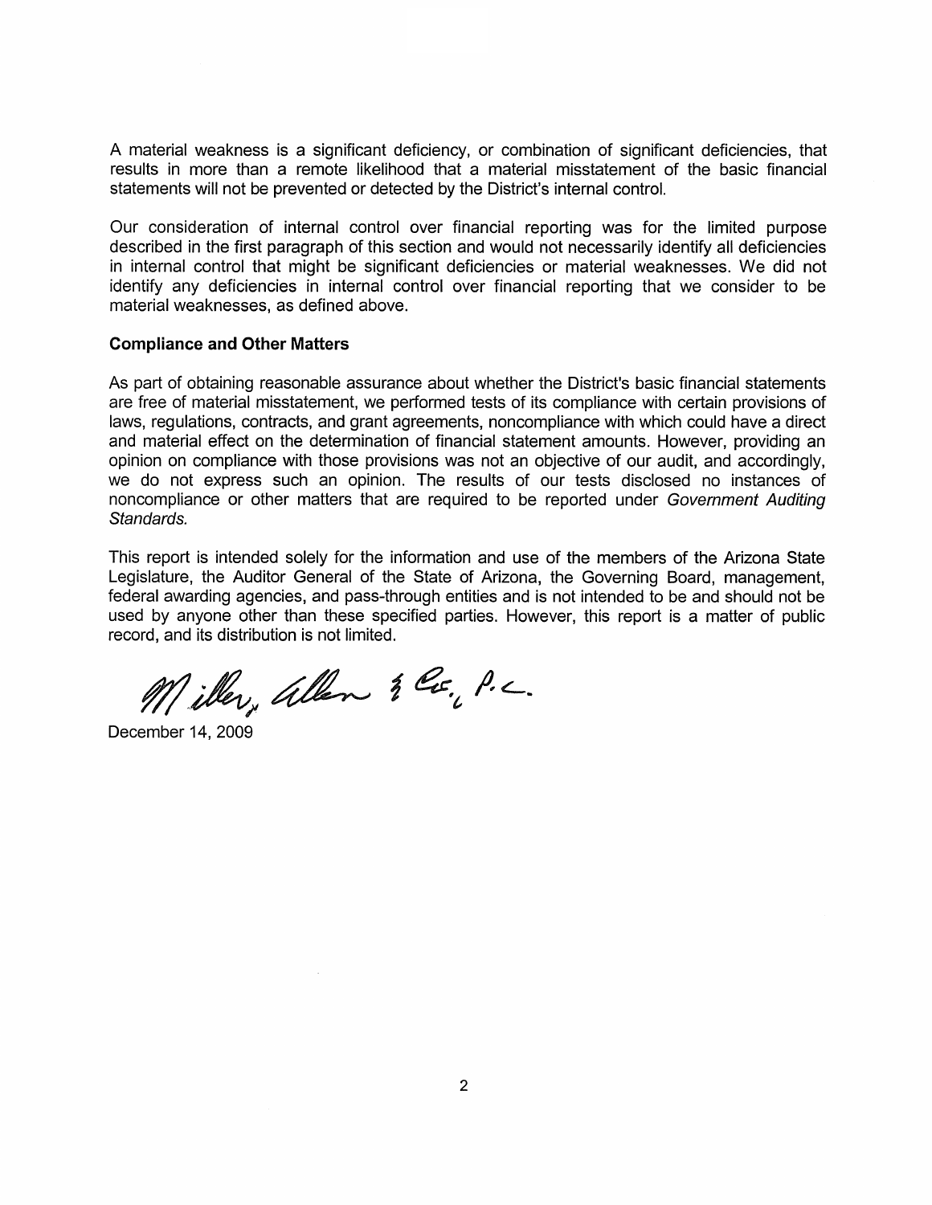A material weakness is a significant deficiency, or combination of significant deficiencies, that results in more than a remote likelihood that a material misstatement of the basic financial statements will not be prevented or detected by the District's internal control.

Our consideration of internal control over financial reporting was for the limited purpose described in the first paragraph of this section and would not necessarily identify all deficiencies in internal control that might be significant deficiencies or material weaknesses. We did not identify any deficiencies in internal control over financial reporting that we consider to be material weaknesses, as defined above.

**Compliance and Other Matters**

As part of obtaining reasonable assurance about whether the District's basic financial statements are free of material misstatement, we performed tests of its compliance with certain provisions of laws, regulations, contracts, and grant agreements, noncompliance with which could have a direct and material effect on the determination of financial statement amounts. However, providing an opinion on compliance with those provisions was not an objective of our audit, and accordingly, we do not express such an opinion. The results of our tests disclosed no instances of noncompliance or other matters that are required to be reported under *Government Auditing Standards.*

This report is intended solely for the information and use of the members of the Arizona State Legislature, the Auditor General of the State of Arizona, the Governing Board, management, federal awarding agencies, and pass-through entities and is not intended to be and should not be used by anyone other than these specified parties. However, this report is a matter of public record, and its distribution is not limited.

Miller, Allen & Co., P.C.

December 14, 2009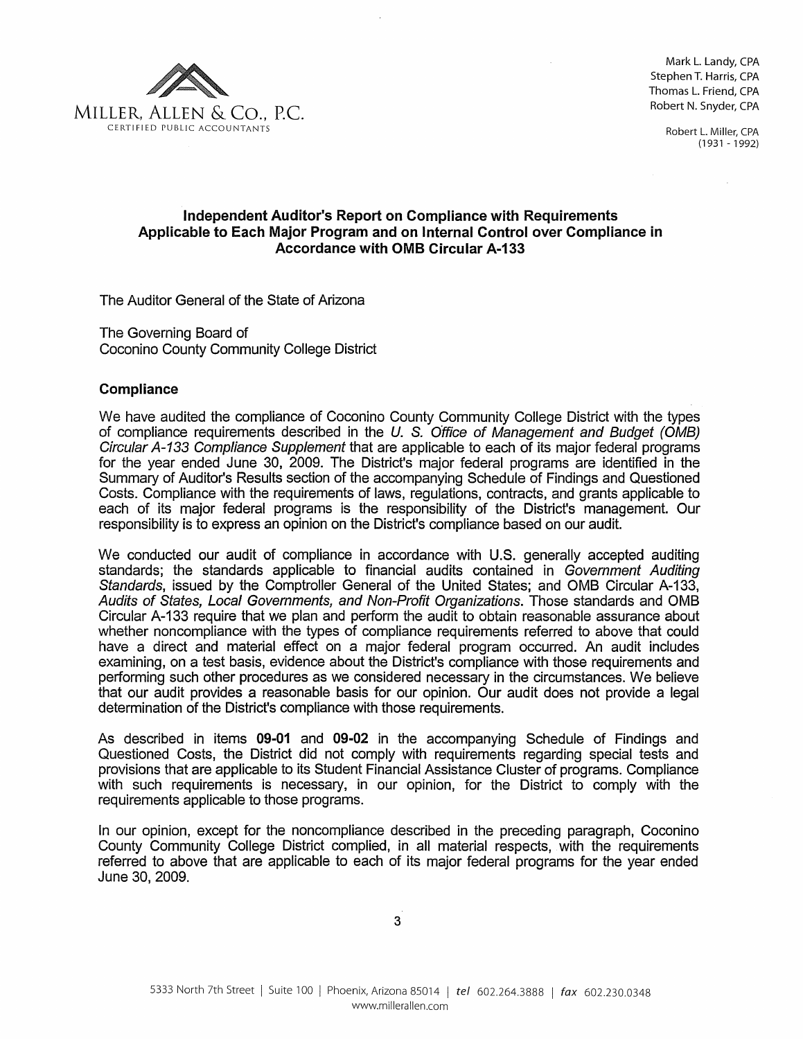MILLER, ALLEN & CO., P.C.
CERTIFIED PUBLIC ACCOUNTANTS

Mark L. Landy, CPA
Stephen T. Harris, CPA
Thomas L. Friend, CPA
Robert N. Snyder, CPA

Robert L. Miller, CPA
(1931 - 1992)

## Independent Auditor's Report on Compliance with Requirements Applicable to Each Major Program and on Internal Control over Compliance in Accordance with OMB Circular A-133

The Auditor General of the State of Arizona

The Governing Board of
Coconino County Community College District

### Compliance

We have audited the compliance of Coconino County Community College District with the types of compliance requirements described in the *U. S. Office of Management and Budget (OMB) Circular A-133 Compliance Supplement* that are applicable to each of its major federal programs for the year ended June 30, 2009. The District's major federal programs are identified in the Summary of Auditor's Results section of the accompanying Schedule of Findings and Questioned Costs. Compliance with the requirements of laws, regulations, contracts, and grants applicable to each of its major federal programs is the responsibility of the District's management. Our responsibility is to express an opinion on the District's compliance based on our audit.

We conducted our audit of compliance in accordance with U.S. generally accepted auditing standards; the standards applicable to financial audits contained in *Government Auditing Standards*, issued by the Comptroller General of the United States; and OMB Circular A-133, *Audits of States, Local Governments, and Non-Profit Organizations*. Those standards and OMB Circular A-133 require that we plan and perform the audit to obtain reasonable assurance about whether noncompliance with the types of compliance requirements referred to above that could have a direct and material effect on a major federal program occurred. An audit includes examining, on a test basis, evidence about the District's compliance with those requirements and performing such other procedures as we considered necessary in the circumstances. We believe that our audit provides a reasonable basis for our opinion. Our audit does not provide a legal determination of the District's compliance with those requirements.

As described in items **09-01** and **09-02** in the accompanying Schedule of Findings and Questioned Costs, the District did not comply with requirements regarding special tests and provisions that are applicable to its Student Financial Assistance Cluster of programs. Compliance with such requirements is necessary, in our opinion, for the District to comply with the requirements applicable to those programs.

In our opinion, except for the noncompliance described in the preceding paragraph, Coconino County Community College District complied, in all material respects, with the requirements referred to above that are applicable to each of its major federal programs for the year ended June 30, 2009.

5333 North 7th Street | Suite 100 | Phoenix, Arizona 85014 | *tel* 602.264.3888 | *fax* 602.230.0348
www.millerallen.com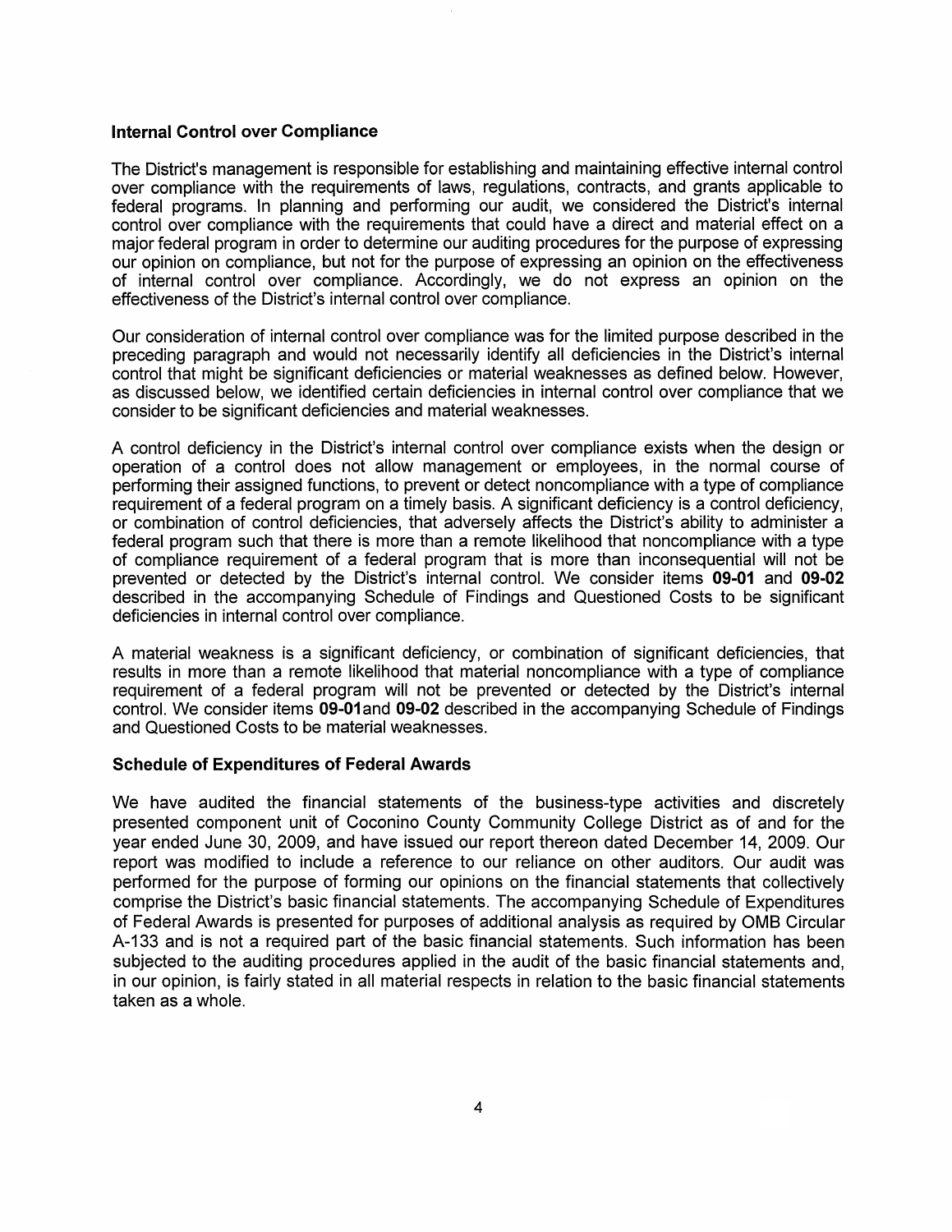### Internal Control over Compliance

The District's management is responsible for establishing and maintaining effective internal control over compliance with the requirements of laws, regulations, contracts, and grants applicable to federal programs. In planning and performing our audit, we considered the District's internal control over compliance with the requirements that could have a direct and material effect on a major federal program in order to determine our auditing procedures for the purpose of expressing our opinion on compliance, but not for the purpose of expressing an opinion on the effectiveness of internal control over compliance. Accordingly, we do not express an opinion on the effectiveness of the District's internal control over compliance.

Our consideration of internal control over compliance was for the limited purpose described in the preceding paragraph and would not necessarily identify all deficiencies in the District's internal control that might be significant deficiencies or material weaknesses as defined below. However, as discussed below, we identified certain deficiencies in internal control over compliance that we consider to be significant deficiencies and material weaknesses.

A control deficiency in the District's internal control over compliance exists when the design or operation of a control does not allow management or employees, in the normal course of performing their assigned functions, to prevent or detect noncompliance with a type of compliance requirement of a federal program on a timely basis. A significant deficiency is a control deficiency, or combination of control deficiencies, that adversely affects the District's ability to administer a federal program such that there is more than a remote likelihood that noncompliance with a type of compliance requirement of a federal program that is more than inconsequential will not be prevented or detected by the District's internal control. We consider items **09-01** and **09-02** described in the accompanying Schedule of Findings and Questioned Costs to be significant deficiencies in internal control over compliance.

A material weakness is a significant deficiency, or combination of significant deficiencies, that results in more than a remote likelihood that material noncompliance with a type of compliance requirement of a federal program will not be prevented or detected by the District's internal control. We consider items **09-01**and **09-02** described in the accompanying Schedule of Findings and Questioned Costs to be material weaknesses.

### Schedule of Expenditures of Federal Awards

We have audited the financial statements of the business-type activities and discretely presented component unit of Coconino County Community College District as of and for the year ended June 30, 2009, and have issued our report thereon dated December 14, 2009. Our report was modified to include a reference to our reliance on other auditors. Our audit was performed for the purpose of forming our opinions on the financial statements that collectively comprise the District's basic financial statements. The accompanying Schedule of Expenditures of Federal Awards is presented for purposes of additional analysis as required by OMB Circular A-133 and is not a required part of the basic financial statements. Such information has been subjected to the auditing procedures applied in the audit of the basic financial statements and, in our opinion, is fairly stated in all material respects in relation to the basic financial statements taken as a whole.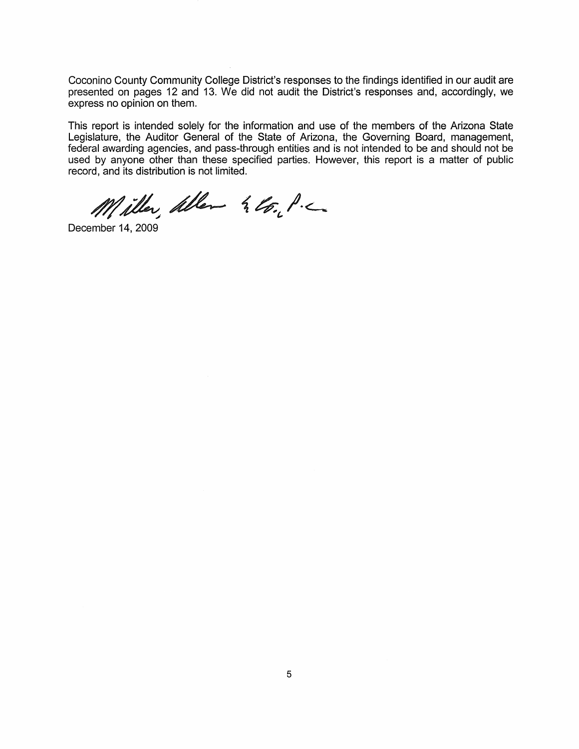Coconino County Community College District's responses to the findings identified in our audit are presented on pages 12 and 13. We did not audit the District's responses and, accordingly, we express no opinion on them.

This report is intended solely for the information and use of the members of the Arizona State Legislature, the Auditor General of the State of Arizona, the Governing Board, management, federal awarding agencies, and pass-through entities and is not intended to be and should not be used by anyone other than these specified parties. However, this report is a matter of public record, and its distribution is not limited.

Miller, Allen & Co., P.C.

December 14, 2009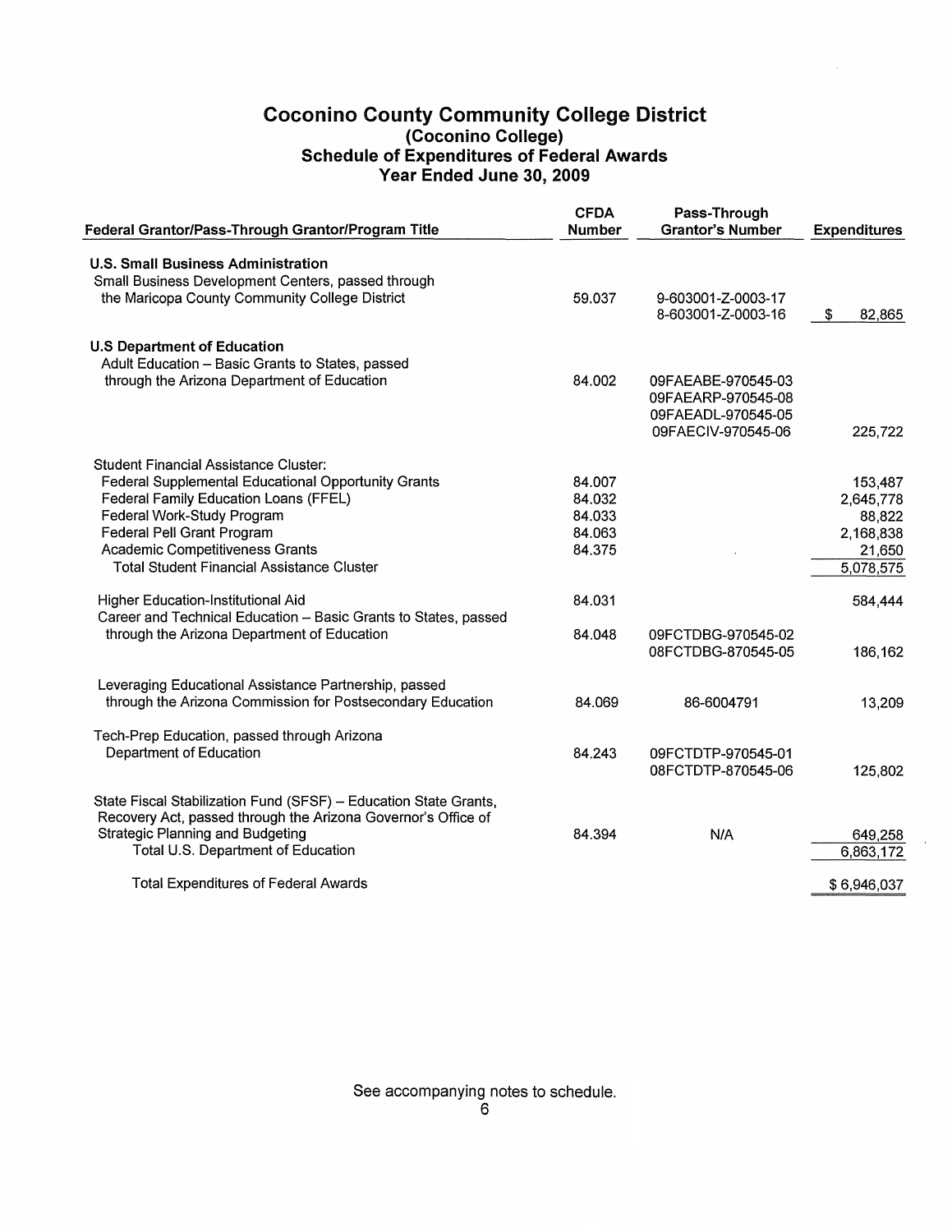# Coconino County Community College District
## (Coconino College)
## Schedule of Expenditures of Federal Awards
## Year Ended June 30, 2009

| Federal Grantor/Pass-Through Grantor/Program Title | CFDA Number | Pass-Through Grantor's Number | Expenditures |
|---|---|---|---|
| **U.S. Small Business Administration** | | | |
| Small Business Development Centers, passed through the Maricopa County Community College District | 59.037 | 9-603001-Z-0003-17<br>8-603001-Z-0003-16 | $ 82,865 |
| **U.S Department of Education** | | | |
| Adult Education – Basic Grants to States, passed through the Arizona Department of Education | 84.002 | 09FAEABE-970545-03<br>09FAEARP-970545-08<br>09FAEADL-970545-05<br>09FAECIV-970545-06 | 225,722 |
| Student Financial Assistance Cluster: | | | |
| Federal Supplemental Educational Opportunity Grants | 84.007 | | 153,487 |
| Federal Family Education Loans (FFEL) | 84.032 | | 2,645,778 |
| Federal Work-Study Program | 84.033 | | 88,822 |
| Federal Pell Grant Program | 84.063 | | 2,168,838 |
| Academic Competitiveness Grants | 84.375 | | 21,650 |
| Total Student Financial Assistance Cluster | | | 5,078,575 |
| Higher Education-Institutional Aid | 84.031 | | 584,444 |
| Career and Technical Education – Basic Grants to States, passed through the Arizona Department of Education | 84.048 | 09FCTDBG-970545-02<br>08FCTDBG-870545-05 | 186,162 |
| Leveraging Educational Assistance Partnership, passed through the Arizona Commission for Postsecondary Education | 84.069 | 86-6004791 | 13,209 |
| Tech-Prep Education, passed through Arizona Department of Education | 84.243 | 09FCTDTP-970545-01<br>08FCTDTP-870545-06 | 125,802 |
| State Fiscal Stabilization Fund (SFSF) – Education State Grants, Recovery Act, passed through the Arizona Governor's Office of Strategic Planning and Budgeting | 84.394 | N/A | 649,258 |
| Total U.S. Department of Education | | | 6,863,172 |
| Total Expenditures of Federal Awards | | | $ 6,946,037 |

See accompanying notes to schedule.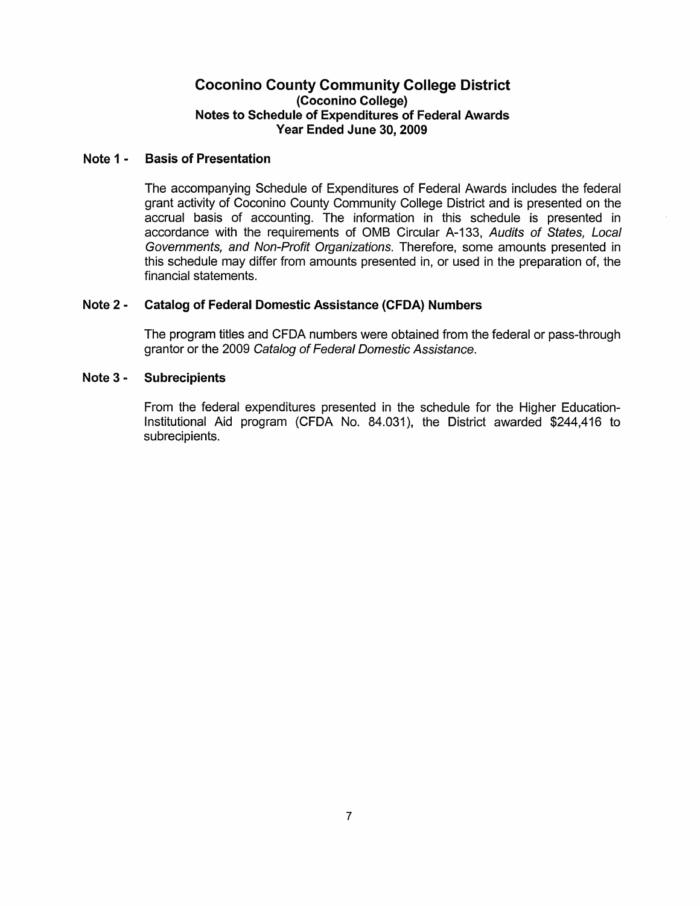# Coconino County Community College District
## (Coconino College)
## Notes to Schedule of Expenditures of Federal Awards
## Year Ended June 30, 2009

### Note 1 - Basis of Presentation

The accompanying Schedule of Expenditures of Federal Awards includes the federal grant activity of Coconino County Community College District and is presented on the accrual basis of accounting. The information in this schedule is presented in accordance with the requirements of OMB Circular A-133, *Audits of States, Local Governments, and Non-Profit Organizations*. Therefore, some amounts presented in this schedule may differ from amounts presented in, or used in the preparation of, the financial statements.

### Note 2 - Catalog of Federal Domestic Assistance (CFDA) Numbers

The program titles and CFDA numbers were obtained from the federal or pass-through grantor or the 2009 *Catalog of Federal Domestic Assistance*.

### Note 3 - Subrecipients

From the federal expenditures presented in the schedule for the Higher Education-Institutional Aid program (CFDA No. 84.031), the District awarded $244,416 to subrecipients.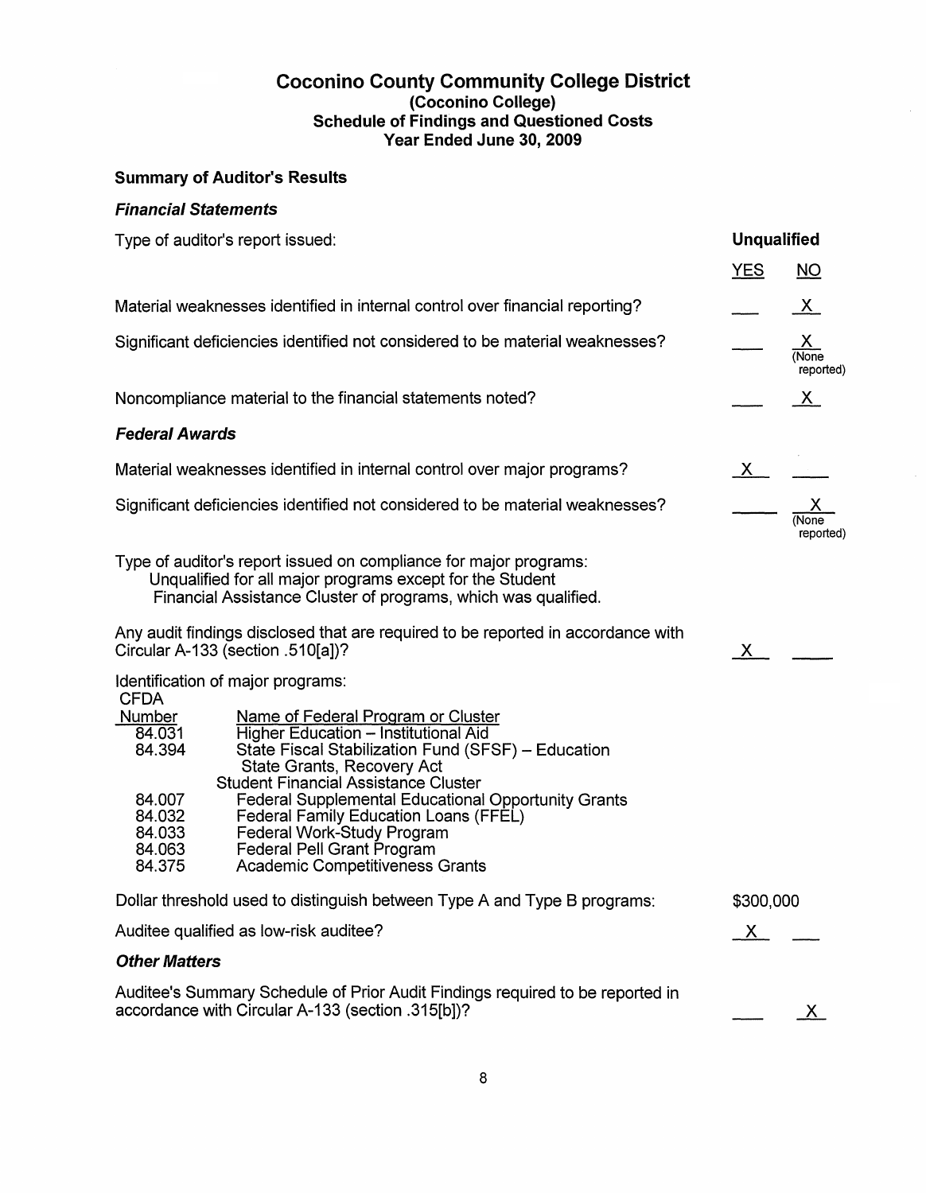# Coconino County Community College District
## (Coconino College)
## Schedule of Findings and Questioned Costs
## Year Ended June 30, 2009

### Summary of Auditor's Results

#### *Financial Statements*

| | YES | NO |
|---|---|---|
| Type of auditor's report issued: | **Unqualified** | |
| Material weaknesses identified in internal control over financial reporting? | | X |
| Significant deficiencies identified not considered to be material weaknesses? | | X (None reported) |
| Noncompliance material to the financial statements noted? | | X |

#### *Federal Awards*

| | YES | NO |
|---|---|---|
| Material weaknesses identified in internal control over major programs? | X | |
| Significant deficiencies identified not considered to be material weaknesses? | | X (None reported) |

Type of auditor's report issued on compliance for major programs:
Unqualified for all major programs except for the Student Financial Assistance Cluster of programs, which was qualified.

| | YES | NO |
|---|---|---|
| Any audit findings disclosed that are required to be reported in accordance with Circular A-133 (section .510[a])? | X | |

Identification of major programs:

| CFDA Number | Name of Federal Program or Cluster |
|---|---|
| 84.031 | Higher Education – Institutional Aid |
| 84.394 | State Fiscal Stabilization Fund (SFSF) – Education State Grants, Recovery Act |
| | Student Financial Assistance Cluster |
| 84.007 | Federal Supplemental Educational Opportunity Grants |
| 84.032 | Federal Family Education Loans (FFEL) |
| 84.033 | Federal Work-Study Program |
| 84.063 | Federal Pell Grant Program |
| 84.375 | Academic Competitiveness Grants |

| | YES | NO |
|---|---|---|
| Dollar threshold used to distinguish between Type A and Type B programs: | $300,000 | |
| Auditee qualified as low-risk auditee? | X | |

#### *Other Matters*

| | YES | NO |
|---|---|---|
| Auditee's Summary Schedule of Prior Audit Findings required to be reported in accordance with Circular A-133 (section .315[b])? | | X |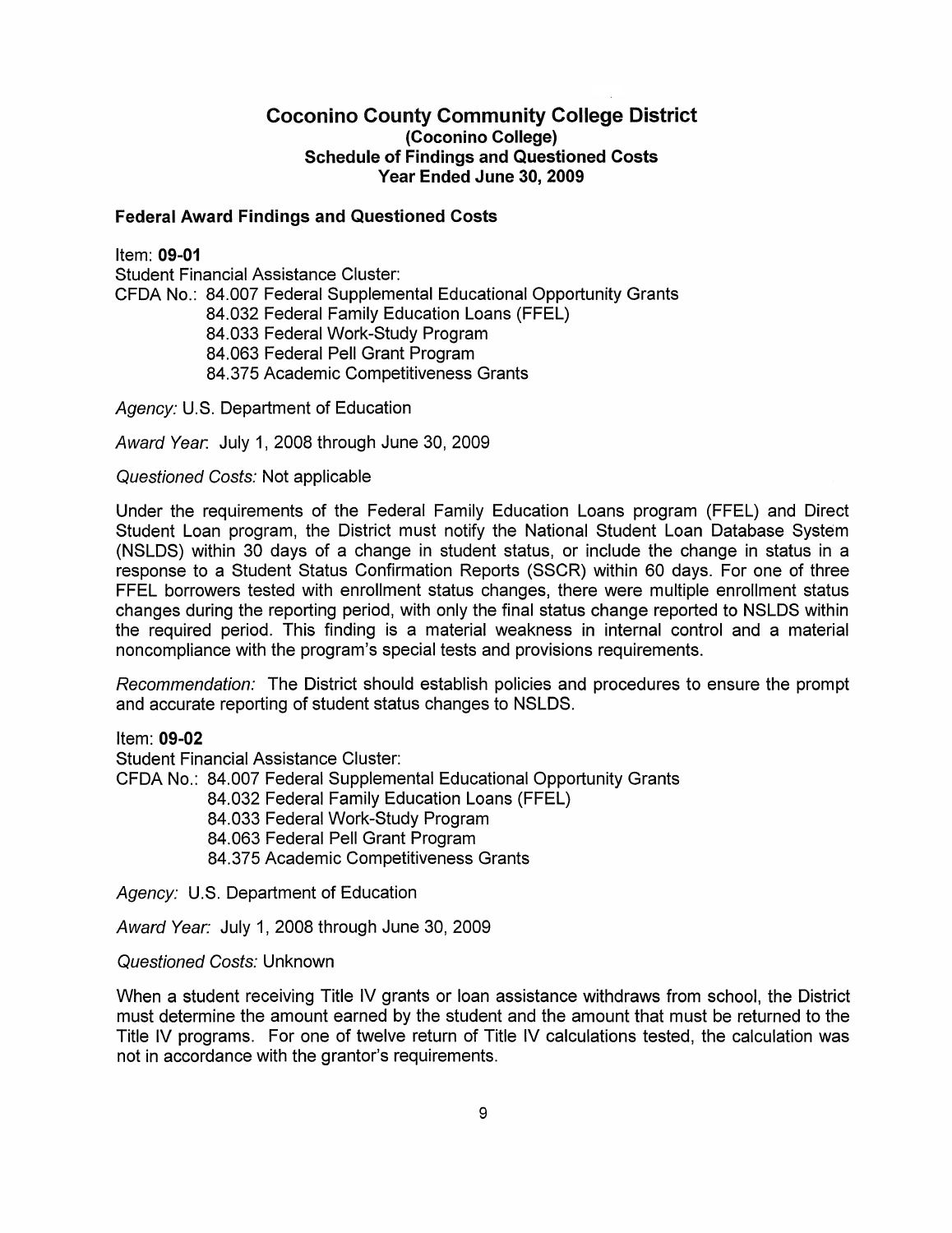# Coconino County Community College District
## (Coconino College)
## Schedule of Findings and Questioned Costs
## Year Ended June 30, 2009

### Federal Award Findings and Questioned Costs

Item: **09-01**

Student Financial Assistance Cluster:

CFDA No.: 84.007 Federal Supplemental Educational Opportunity Grants
84.032 Federal Family Education Loans (FFEL)
84.033 Federal Work-Study Program
84.063 Federal Pell Grant Program
84.375 Academic Competitiveness Grants

*Agency:* U.S. Department of Education

*Award Year:* July 1, 2008 through June 30, 2009

*Questioned Costs:* Not applicable

Under the requirements of the Federal Family Education Loans program (FFEL) and Direct Student Loan program, the District must notify the National Student Loan Database System (NSLDS) within 30 days of a change in student status, or include the change in status in a response to a Student Status Confirmation Reports (SSCR) within 60 days. For one of three FFEL borrowers tested with enrollment status changes, there were multiple enrollment status changes during the reporting period, with only the final status change reported to NSLDS within the required period. This finding is a material weakness in internal control and a material noncompliance with the program's special tests and provisions requirements.

*Recommendation:* The District should establish policies and procedures to ensure the prompt and accurate reporting of student status changes to NSLDS.

Item: **09-02**

Student Financial Assistance Cluster:

CFDA No.: 84.007 Federal Supplemental Educational Opportunity Grants
84.032 Federal Family Education Loans (FFEL)
84.033 Federal Work-Study Program
84.063 Federal Pell Grant Program
84.375 Academic Competitiveness Grants

*Agency:* U.S. Department of Education

*Award Year:* July 1, 2008 through June 30, 2009

*Questioned Costs:* Unknown

When a student receiving Title IV grants or loan assistance withdraws from school, the District must determine the amount earned by the student and the amount that must be returned to the Title IV programs. For one of twelve return of Title IV calculations tested, the calculation was not in accordance with the grantor's requirements.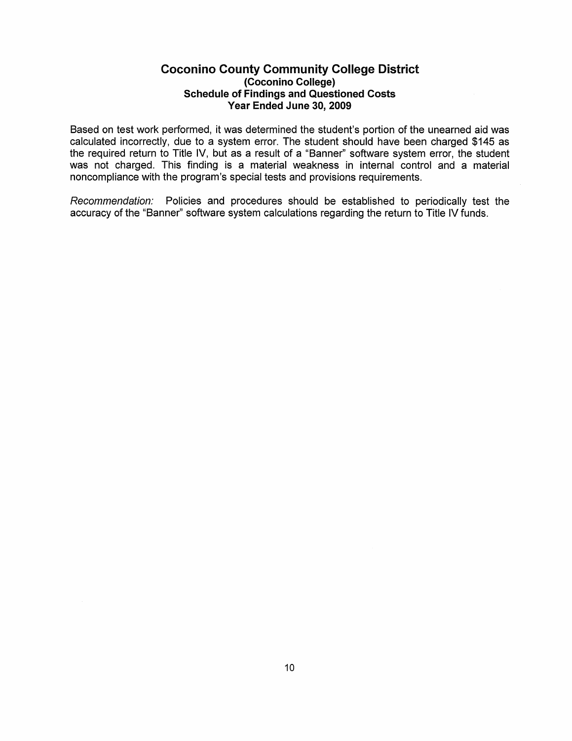## Coconino County Community College District
### (Coconino College)
### Schedule of Findings and Questioned Costs
### Year Ended June 30, 2009

Based on test work performed, it was determined the student's portion of the unearned aid was calculated incorrectly, due to a system error. The student should have been charged $145 as the required return to Title IV, but as a result of a "Banner" software system error, the student was not charged. This finding is a material weakness in internal control and a material noncompliance with the program's special tests and provisions requirements.

*Recommendation:* Policies and procedures should be established to periodically test the accuracy of the "Banner" software system calculations regarding the return to Title IV funds.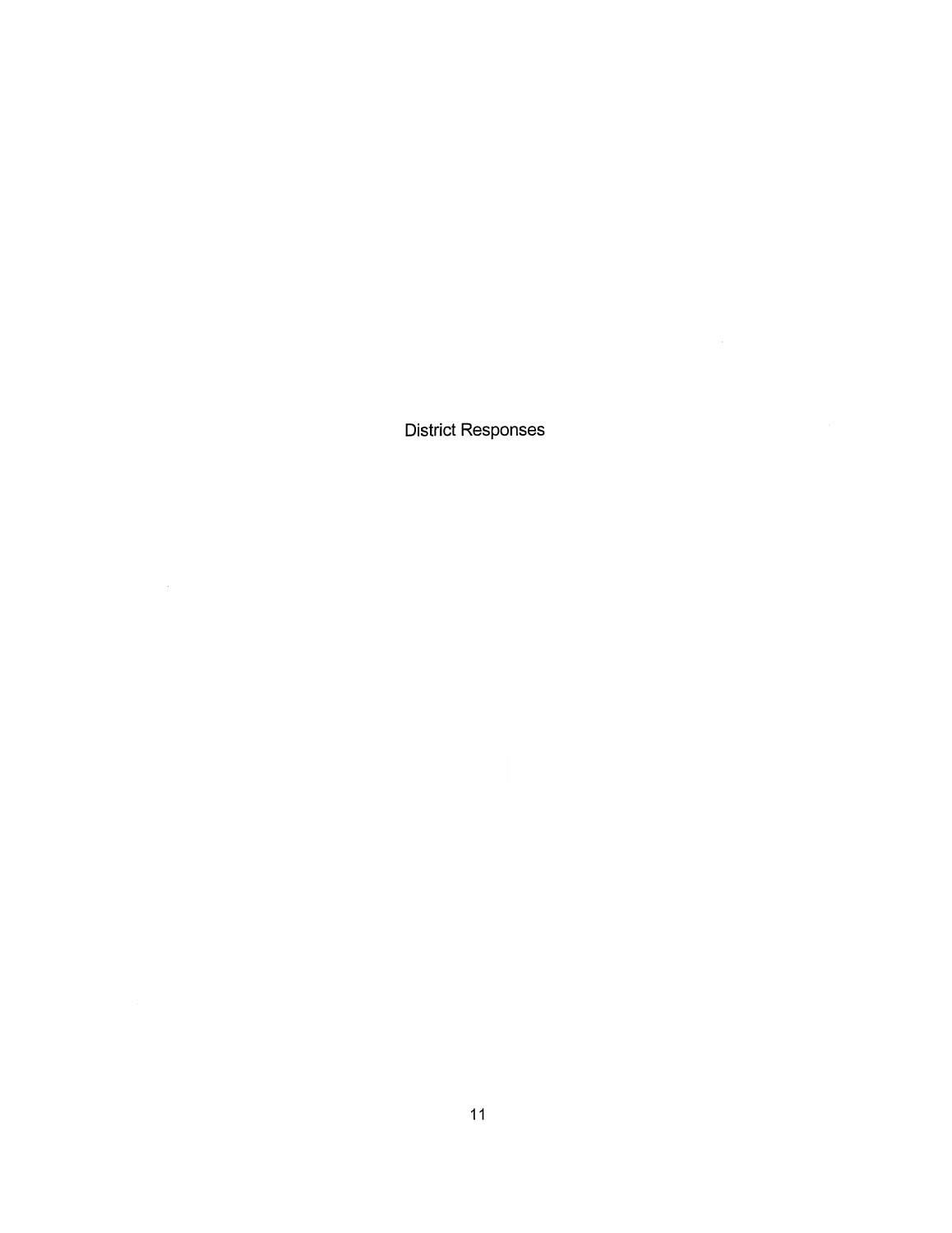# District Responses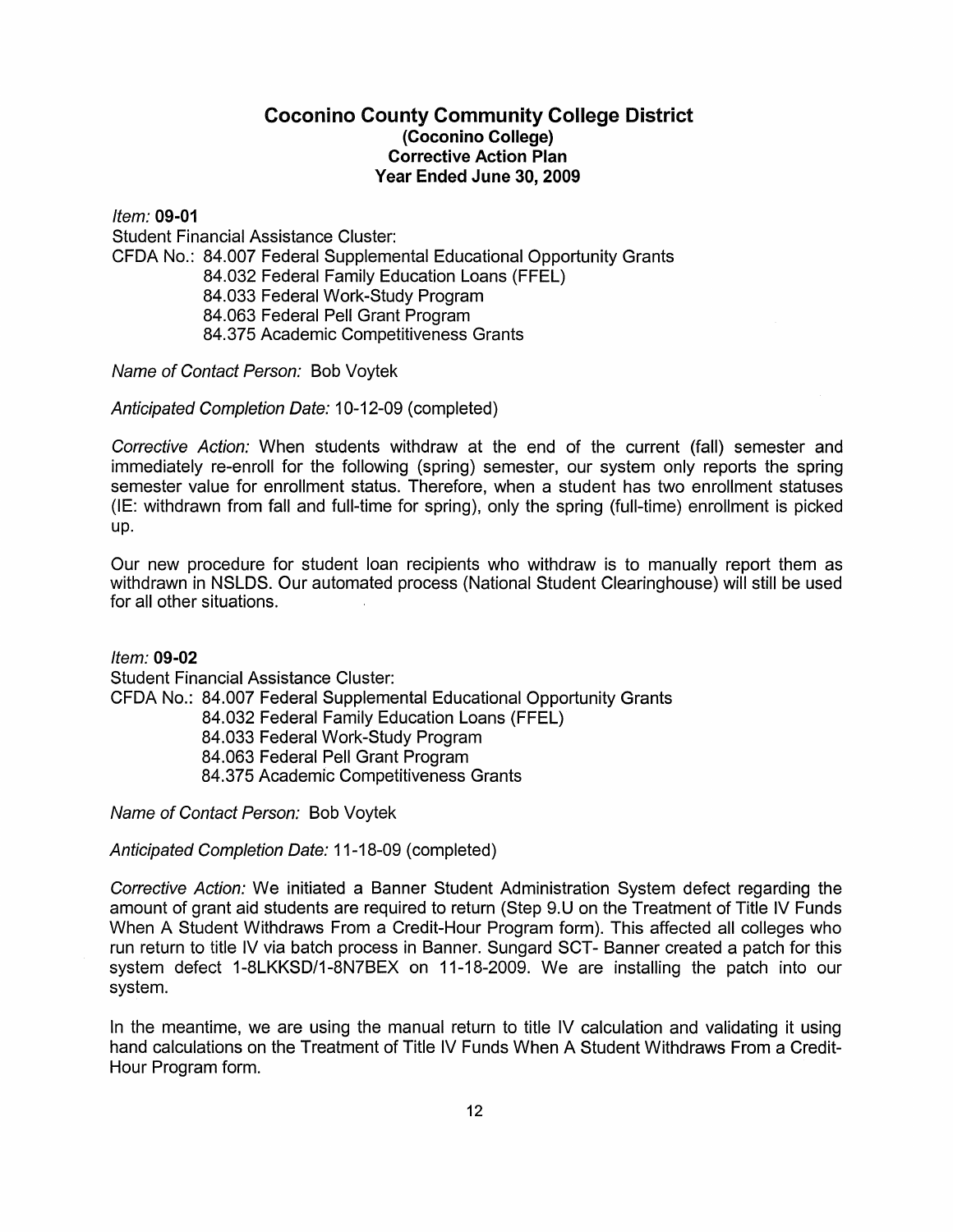# Coconino County Community College District
## (Coconino College)
## Corrective Action Plan
## Year Ended June 30, 2009

*Item:* **09-01**

Student Financial Assistance Cluster:

CFDA No.: 84.007 Federal Supplemental Educational Opportunity Grants
84.032 Federal Family Education Loans (FFEL)
84.033 Federal Work-Study Program
84.063 Federal Pell Grant Program
84.375 Academic Competitiveness Grants

*Name of Contact Person:* Bob Voytek

*Anticipated Completion Date:* 10-12-09 (completed)

*Corrective Action:* When students withdraw at the end of the current (fall) semester and immediately re-enroll for the following (spring) semester, our system only reports the spring semester value for enrollment status. Therefore, when a student has two enrollment statuses (IE: withdrawn from fall and full-time for spring), only the spring (full-time) enrollment is picked up.

Our new procedure for student loan recipients who withdraw is to manually report them as withdrawn in NSLDS. Our automated process (National Student Clearinghouse) will still be used for all other situations.

*Item:* **09-02**

Student Financial Assistance Cluster:

CFDA No.: 84.007 Federal Supplemental Educational Opportunity Grants
84.032 Federal Family Education Loans (FFEL)
84.033 Federal Work-Study Program
84.063 Federal Pell Grant Program
84.375 Academic Competitiveness Grants

*Name of Contact Person:* Bob Voytek

*Anticipated Completion Date:* 11-18-09 (completed)

*Corrective Action:* We initiated a Banner Student Administration System defect regarding the amount of grant aid students are required to return (Step 9.U on the Treatment of Title IV Funds When A Student Withdraws From a Credit-Hour Program form). This affected all colleges who run return to title IV via batch process in Banner. Sungard SCT- Banner created a patch for this system defect 1-8LKKSD/1-8N7BEX on 11-18-2009. We are installing the patch into our system.

In the meantime, we are using the manual return to title IV calculation and validating it using hand calculations on the Treatment of Title IV Funds When A Student Withdraws From a Credit-Hour Program form.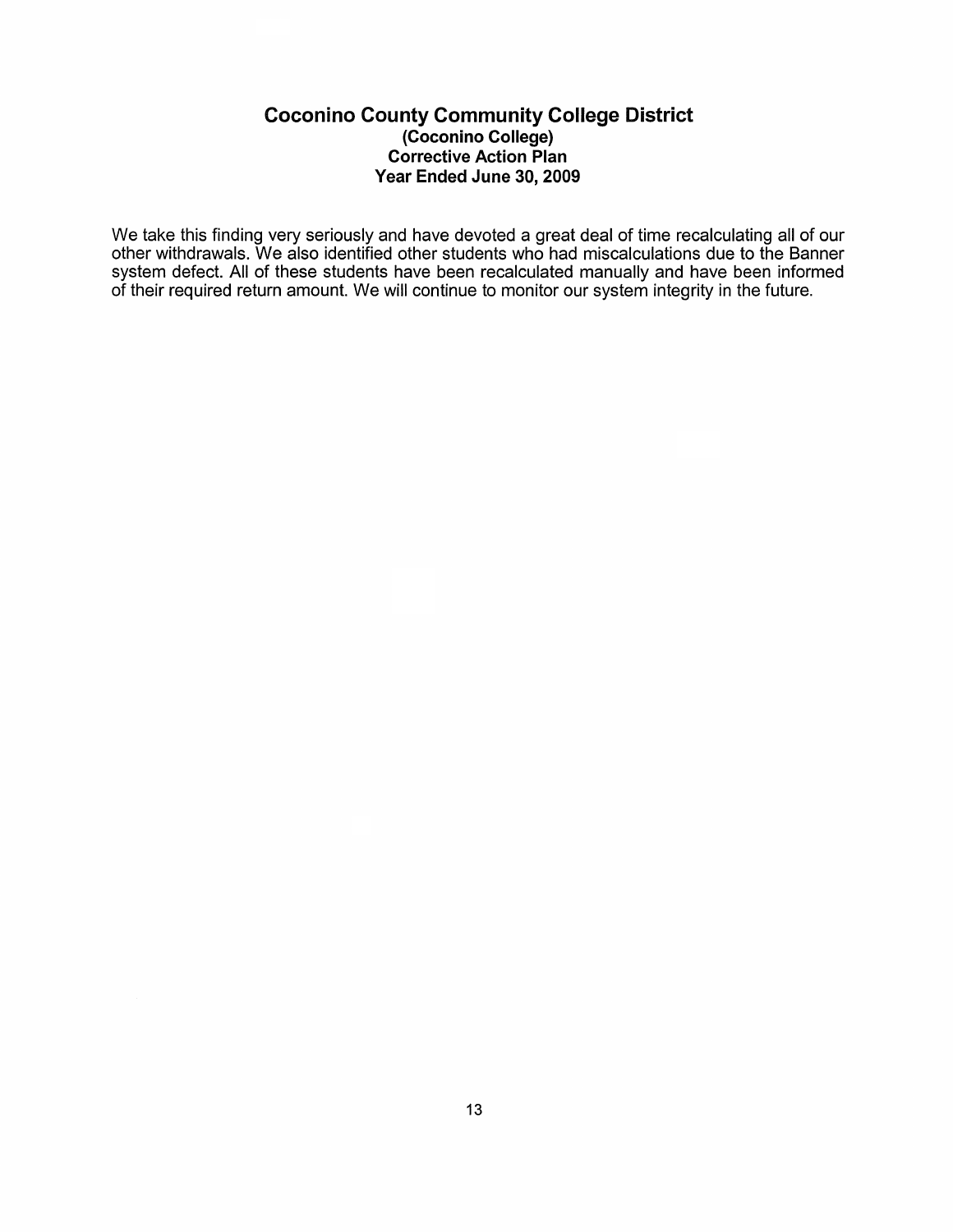## Coconino County Community College District

### (Coconino College)
### Corrective Action Plan
### Year Ended June 30, 2009

We take this finding very seriously and have devoted a great deal of time recalculating all of our other withdrawals. We also identified other students who had miscalculations due to the Banner system defect. All of these students have been recalculated manually and have been informed of their required return amount. We will continue to monitor our system integrity in the future.